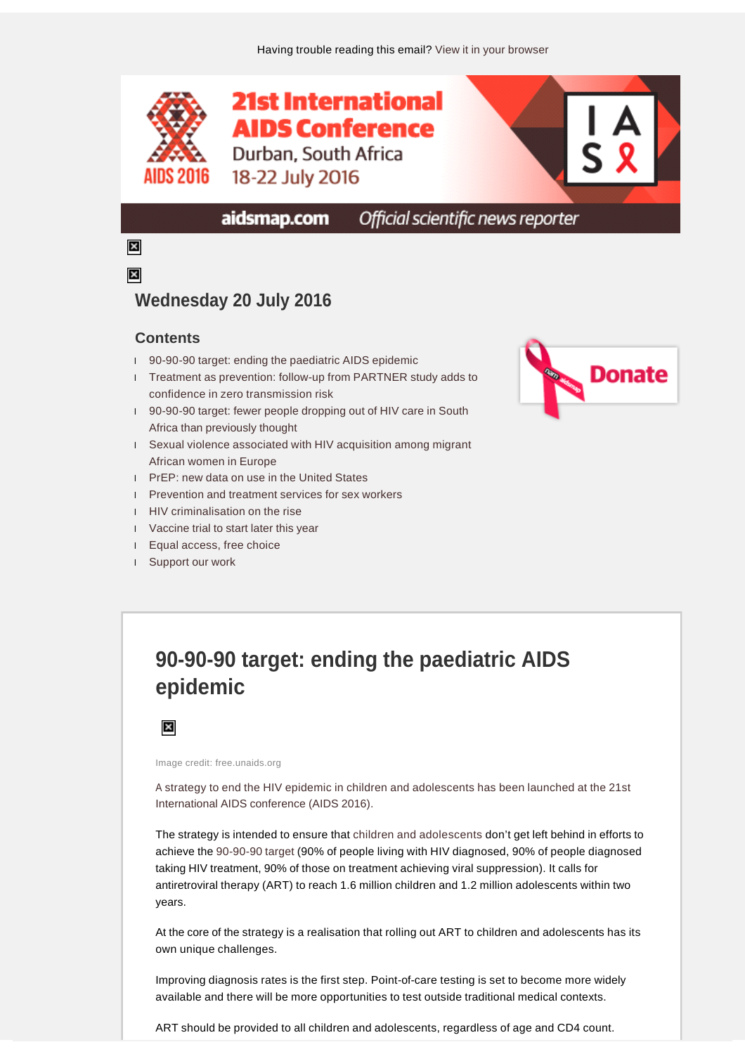Having trouble reading this email? View it in your browser

21st International AIDS Conference
Durban, South Africa
18-22 July 2016

aidsmap.com Official scientific news reporter

## Wednesday 20 July 2016

### Contents

- 90-90-90 target: ending the paediatric AIDS epidemic
- Treatment as prevention: follow-up from PARTNER study adds to confidence in zero transmission risk
- 90-90-90 target: fewer people dropping out of HIV care in South Africa than previously thought
- Sexual violence associated with HIV acquisition among migrant African women in Europe
- PrEP: new data on use in the United States
- Prevention and treatment services for sex workers
- HIV criminalisation on the rise
- Vaccine trial to start later this year
- Equal access, free choice
- Support our work

Donate

# 90-90-90 target: ending the paediatric AIDS epidemic

Image credit: free.unaids.org

A strategy to end the HIV epidemic in children and adolescents has been launched at the 21st International AIDS conference (AIDS 2016).

The strategy is intended to ensure that children and adolescents don't get left behind in efforts to achieve the 90-90-90 target (90% of people living with HIV diagnosed, 90% of people diagnosed taking HIV treatment, 90% of those on treatment achieving viral suppression). It calls for antiretroviral therapy (ART) to reach 1.6 million children and 1.2 million adolescents within two years.

At the core of the strategy is a realisation that rolling out ART to children and adolescents has its own unique challenges.

Improving diagnosis rates is the first step. Point-of-care testing is set to become more widely available and there will be more opportunities to test outside traditional medical contexts.

ART should be provided to all children and adolescents, regardless of age and CD4 count.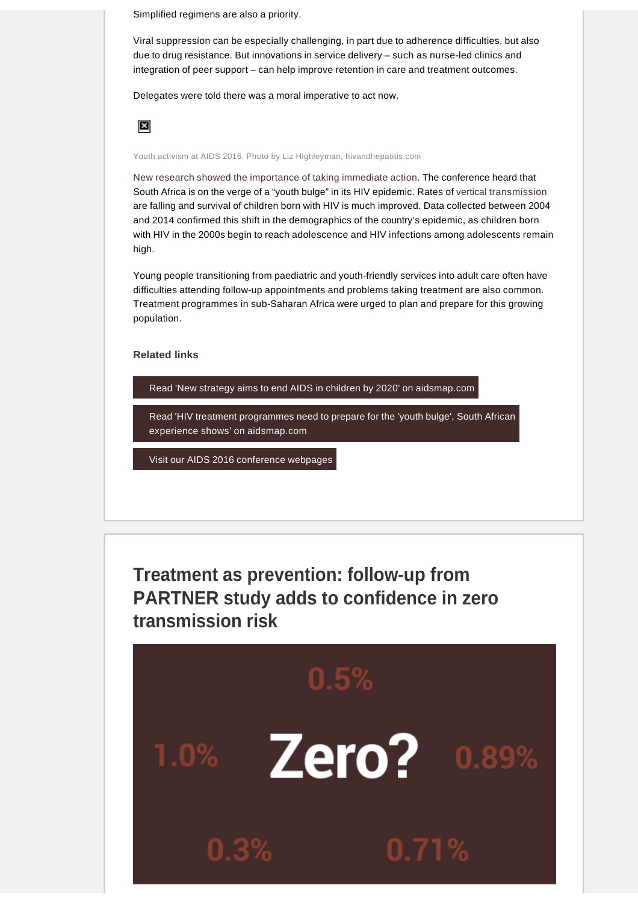Simplified regimens are also a priority.

Viral suppression can be especially challenging, in part due to adherence difficulties, but also due to drug resistance. But innovations in service delivery – such as nurse-led clinics and integration of peer support – can help improve retention in care and treatment outcomes.

Delegates were told there was a moral imperative to act now.

Youth activism at AIDS 2016. Photo by Liz Highleyman, hivandhepatitis.com

New research showed the importance of taking immediate action. The conference heard that South Africa is on the verge of a "youth bulge" in its HIV epidemic. Rates of vertical transmission are falling and survival of children born with HIV is much improved. Data collected between 2004 and 2014 confirmed this shift in the demographics of the country's epidemic, as children born with HIV in the 2000s begin to reach adolescence and HIV infections among adolescents remain high.

Young people transitioning from paediatric and youth-friendly services into adult care often have difficulties attending follow-up appointments and problems taking treatment are also common. Treatment programmes in sub-Saharan Africa were urged to plan and prepare for this growing population.

**Related links**

Read 'New strategy aims to end AIDS in children by 2020' on aidsmap.com

Read 'HIV treatment programmes need to prepare for the 'youth bulge', South African experience shows' on aidsmap.com

Visit our AIDS 2016 conference webpages

## Treatment as prevention: follow-up from PARTNER study adds to confidence in zero transmission risk

0.5%

1.0% Zero? 0.89%

0.3% 0.71%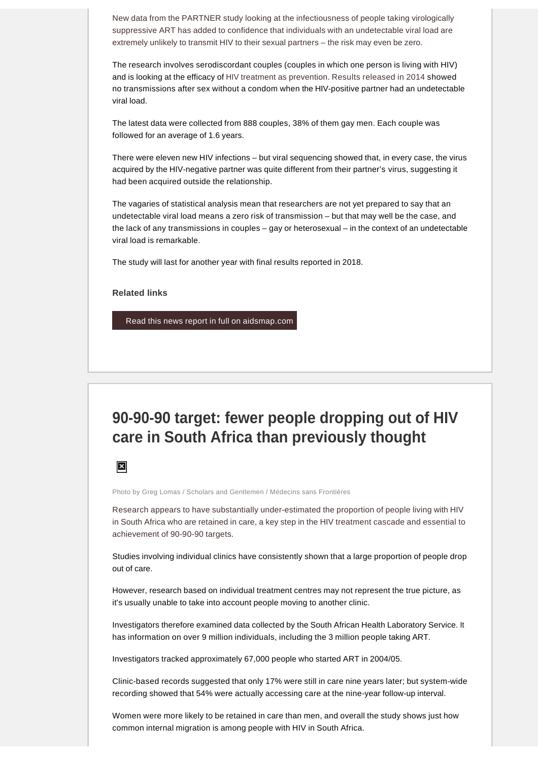New data from the PARTNER study looking at the infectiousness of people taking virologically suppressive ART has added to confidence that individuals with an undetectable viral load are extremely unlikely to transmit HIV to their sexual partners – the risk may even be zero.

The research involves serodiscordant couples (couples in which one person is living with HIV) and is looking at the efficacy of HIV treatment as prevention. Results released in 2014 showed no transmissions after sex without a condom when the HIV-positive partner had an undetectable viral load.

The latest data were collected from 888 couples, 38% of them gay men. Each couple was followed for an average of 1.6 years.

There were eleven new HIV infections – but viral sequencing showed that, in every case, the virus acquired by the HIV-negative partner was quite different from their partner's virus, suggesting it had been acquired outside the relationship.

The vagaries of statistical analysis mean that researchers are not yet prepared to say that an undetectable viral load means a zero risk of transmission – but that may well be the case, and the lack of any transmissions in couples – gay or heterosexual – in the context of an undetectable viral load is remarkable.

The study will last for another year with final results reported in 2018.

**Related links**

Read this news report in full on aidsmap.com

## 90-90-90 target: fewer people dropping out of HIV care in South Africa than previously thought

Photo by Greg Lomas / Scholars and Gentlemen / Médecins sans Frontières

Research appears to have substantially under-estimated the proportion of people living with HIV in South Africa who are retained in care, a key step in the HIV treatment cascade and essential to achievement of 90-90-90 targets.

Studies involving individual clinics have consistently shown that a large proportion of people drop out of care.

However, research based on individual treatment centres may not represent the true picture, as it's usually unable to take into account people moving to another clinic.

Investigators therefore examined data collected by the South African Health Laboratory Service. It has information on over 9 million individuals, including the 3 million people taking ART.

Investigators tracked approximately 67,000 people who started ART in 2004/05.

Clinic-based records suggested that only 17% were still in care nine years later; but system-wide recording showed that 54% were actually accessing care at the nine-year follow-up interval.

Women were more likely to be retained in care than men, and overall the study shows just how common internal migration is among people with HIV in South Africa.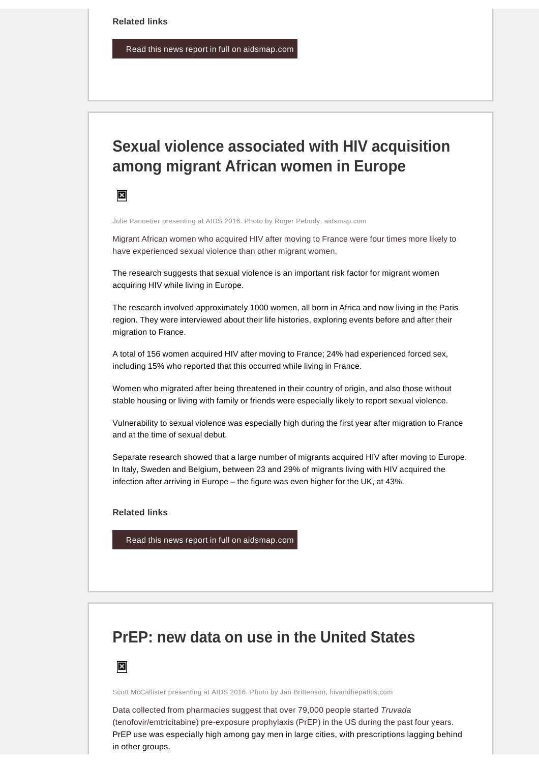**Related links**

Read this news report in full on aidsmap.com

## Sexual violence associated with HIV acquisition among migrant African women in Europe

Julie Pannetier presenting at AIDS 2016. Photo by Roger Pebody, aidsmap.com

Migrant African women who acquired HIV after moving to France were four times more likely to have experienced sexual violence than other migrant women.

The research suggests that sexual violence is an important risk factor for migrant women acquiring HIV while living in Europe.

The research involved approximately 1000 women, all born in Africa and now living in the Paris region. They were interviewed about their life histories, exploring events before and after their migration to France.

A total of 156 women acquired HIV after moving to France; 24% had experienced forced sex, including 15% who reported that this occurred while living in France.

Women who migrated after being threatened in their country of origin, and also those without stable housing or living with family or friends were especially likely to report sexual violence.

Vulnerability to sexual violence was especially high during the first year after migration to France and at the time of sexual debut.

Separate research showed that a large number of migrants acquired HIV after moving to Europe. In Italy, Sweden and Belgium, between 23 and 29% of migrants living with HIV acquired the infection after arriving in Europe – the figure was even higher for the UK, at 43%.

**Related links**

Read this news report in full on aidsmap.com

## PrEP: new data on use in the United States

Scott McCallister presenting at AIDS 2016. Photo by Jan Brittenson, hivandhepatitis.com

Data collected from pharmacies suggest that over 79,000 people started *Truvada* (tenofovir/emtricitabine) pre-exposure prophylaxis (PrEP) in the US during the past four years. PrEP use was especially high among gay men in large cities, with prescriptions lagging behind in other groups.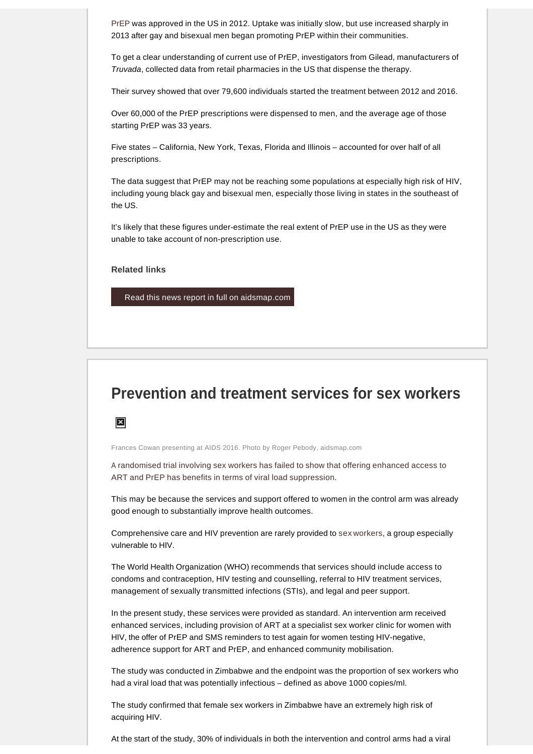PrEP was approved in the US in 2012. Uptake was initially slow, but use increased sharply in 2013 after gay and bisexual men began promoting PrEP within their communities.

To get a clear understanding of current use of PrEP, investigators from Gilead, manufacturers of *Truvada*, collected data from retail pharmacies in the US that dispense the therapy.

Their survey showed that over 79,600 individuals started the treatment between 2012 and 2016.

Over 60,000 of the PrEP prescriptions were dispensed to men, and the average age of those starting PrEP was 33 years.

Five states – California, New York, Texas, Florida and Illinois – accounted for over half of all prescriptions.

The data suggest that PrEP may not be reaching some populations at especially high risk of HIV, including young black gay and bisexual men, especially those living in states in the southeast of the US.

It's likely that these figures under-estimate the real extent of PrEP use in the US as they were unable to take account of non-prescription use.

**Related links**

Read this news report in full on aidsmap.com

## Prevention and treatment services for sex workers

Frances Cowan presenting at AIDS 2016. Photo by Roger Pebody, aidsmap.com

A randomised trial involving sex workers has failed to show that offering enhanced access to ART and PrEP has benefits in terms of viral load suppression.

This may be because the services and support offered to women in the control arm was already good enough to substantially improve health outcomes.

Comprehensive care and HIV prevention are rarely provided to sex workers, a group especially vulnerable to HIV.

The World Health Organization (WHO) recommends that services should include access to condoms and contraception, HIV testing and counselling, referral to HIV treatment services, management of sexually transmitted infections (STIs), and legal and peer support.

In the present study, these services were provided as standard. An intervention arm received enhanced services, including provision of ART at a specialist sex worker clinic for women with HIV, the offer of PrEP and SMS reminders to test again for women testing HIV-negative, adherence support for ART and PrEP, and enhanced community mobilisation.

The study was conducted in Zimbabwe and the endpoint was the proportion of sex workers who had a viral load that was potentially infectious – defined as above 1000 copies/ml.

The study confirmed that female sex workers in Zimbabwe have an extremely high risk of acquiring HIV.

At the start of the study, 30% of individuals in both the intervention and control arms had a viral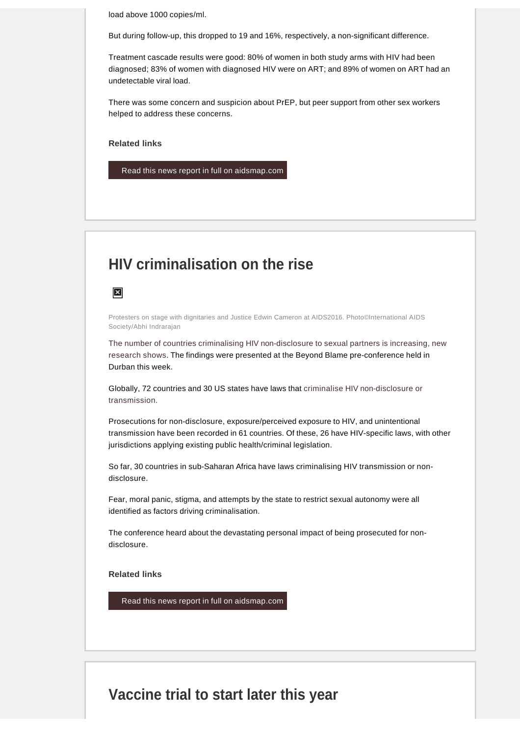load above 1000 copies/ml.

But during follow-up, this dropped to 19 and 16%, respectively, a non-significant difference.

Treatment cascade results were good: 80% of women in both study arms with HIV had been diagnosed; 83% of women with diagnosed HIV were on ART; and 89% of women on ART had an undetectable viral load.

There was some concern and suspicion about PrEP, but peer support from other sex workers helped to address these concerns.

**Related links**

Read this news report in full on aidsmap.com

## HIV criminalisation on the rise

Protesters on stage with dignitaries and Justice Edwin Cameron at AIDS2016. Photo©International AIDS Society/Abhi Indrarajan

The number of countries criminalising HIV non-disclosure to sexual partners is increasing, new research shows. The findings were presented at the Beyond Blame pre-conference held in Durban this week.

Globally, 72 countries and 30 US states have laws that criminalise HIV non-disclosure or transmission.

Prosecutions for non-disclosure, exposure/perceived exposure to HIV, and unintentional transmission have been recorded in 61 countries. Of these, 26 have HIV-specific laws, with other jurisdictions applying existing public health/criminal legislation.

So far, 30 countries in sub-Saharan Africa have laws criminalising HIV transmission or non-disclosure.

Fear, moral panic, stigma, and attempts by the state to restrict sexual autonomy were all identified as factors driving criminalisation.

The conference heard about the devastating personal impact of being prosecuted for non-disclosure.

**Related links**

Read this news report in full on aidsmap.com

## Vaccine trial to start later this year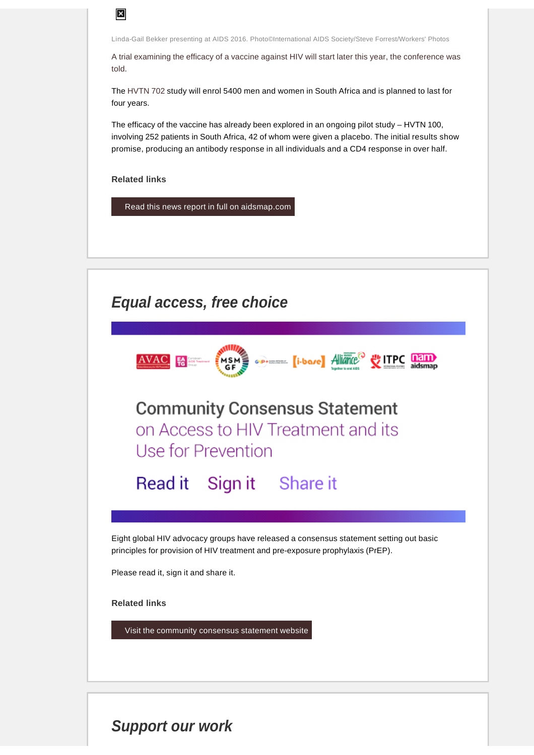Linda-Gail Bekker presenting at AIDS 2016. Photo©International AIDS Society/Steve Forrest/Workers' Photos

A trial examining the efficacy of a vaccine against HIV will start later this year, the conference was told.

The HVTN 702 study will enrol 5400 men and women in South Africa and is planned to last for four years.

The efficacy of the vaccine has already been explored in an ongoing pilot study – HVTN 100, involving 252 patients in South Africa, 42 of whom were given a placebo. The initial results show promise, producing an antibody response in all individuals and a CD4 response in over half.

**Related links**

Read this news report in full on aidsmap.com

## *Equal access, free choice*

Community Consensus Statement on Access to HIV Treatment and its Use for Prevention

Read it Sign it Share it

Eight global HIV advocacy groups have released a consensus statement setting out basic principles for provision of HIV treatment and pre-exposure prophylaxis (PrEP).

Please read it, sign it and share it.

**Related links**

Visit the community consensus statement website

## *Support our work*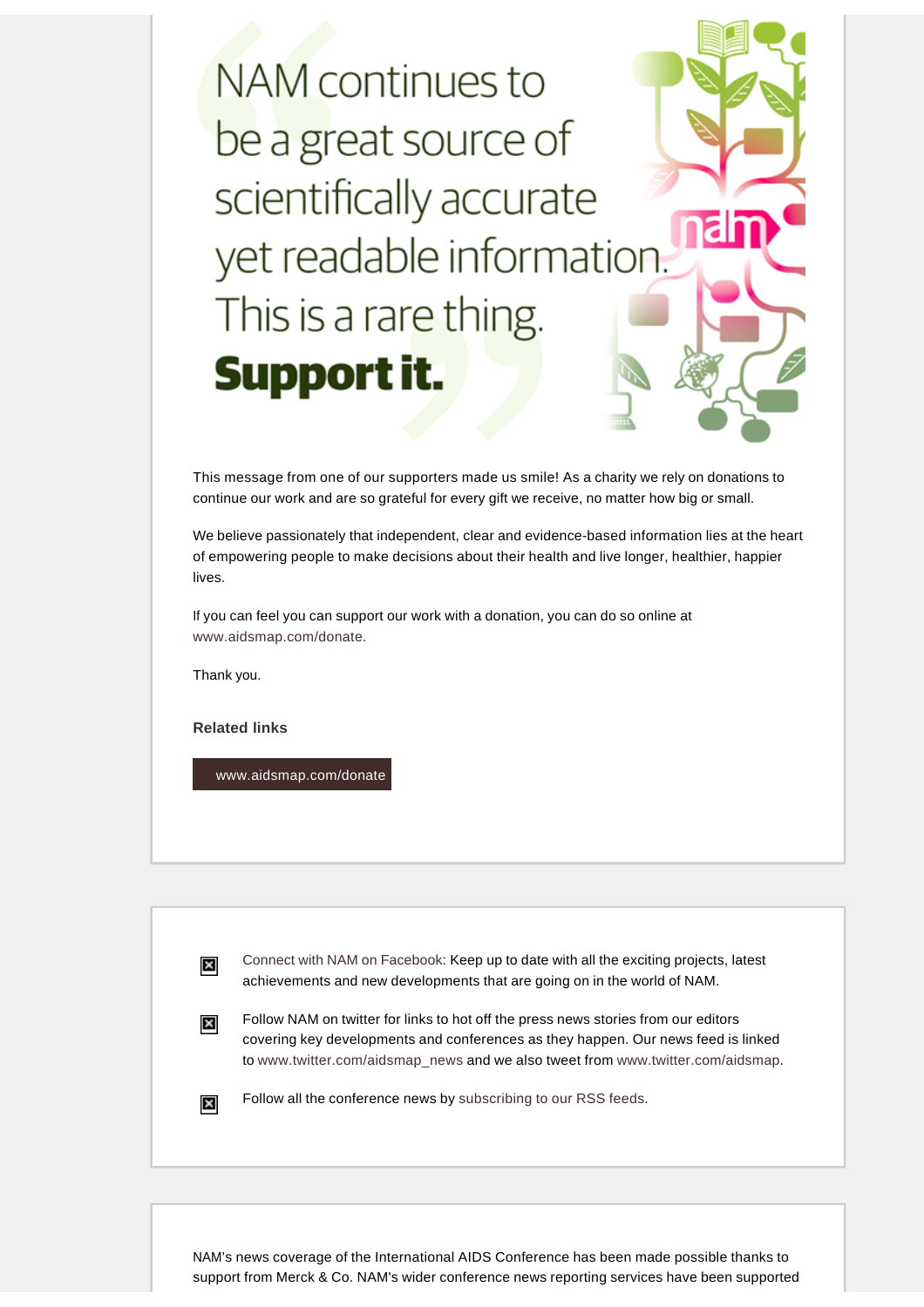NAM continues to be a great source of scientifically accurate yet readable information. This is a rare thing. **Support it.**

This message from one of our supporters made us smile! As a charity we rely on donations to continue our work and are so grateful for every gift we receive, no matter how big or small.

We believe passionately that independent, clear and evidence-based information lies at the heart of empowering people to make decisions about their health and live longer, healthier, happier lives.

If you can feel you can support our work with a donation, you can do so online at www.aidsmap.com/donate.

Thank you.

**Related links**

www.aidsmap.com/donate

---

Connect with NAM on Facebook: Keep up to date with all the exciting projects, latest achievements and new developments that are going on in the world of NAM.

Follow NAM on twitter for links to hot off the press news stories from our editors covering key developments and conferences as they happen. Our news feed is linked to www.twitter.com/aidsmap_news and we also tweet from www.twitter.com/aidsmap.

Follow all the conference news by subscribing to our RSS feeds.

---

NAM's news coverage of the International AIDS Conference has been made possible thanks to support from Merck & Co. NAM's wider conference news reporting services have been supported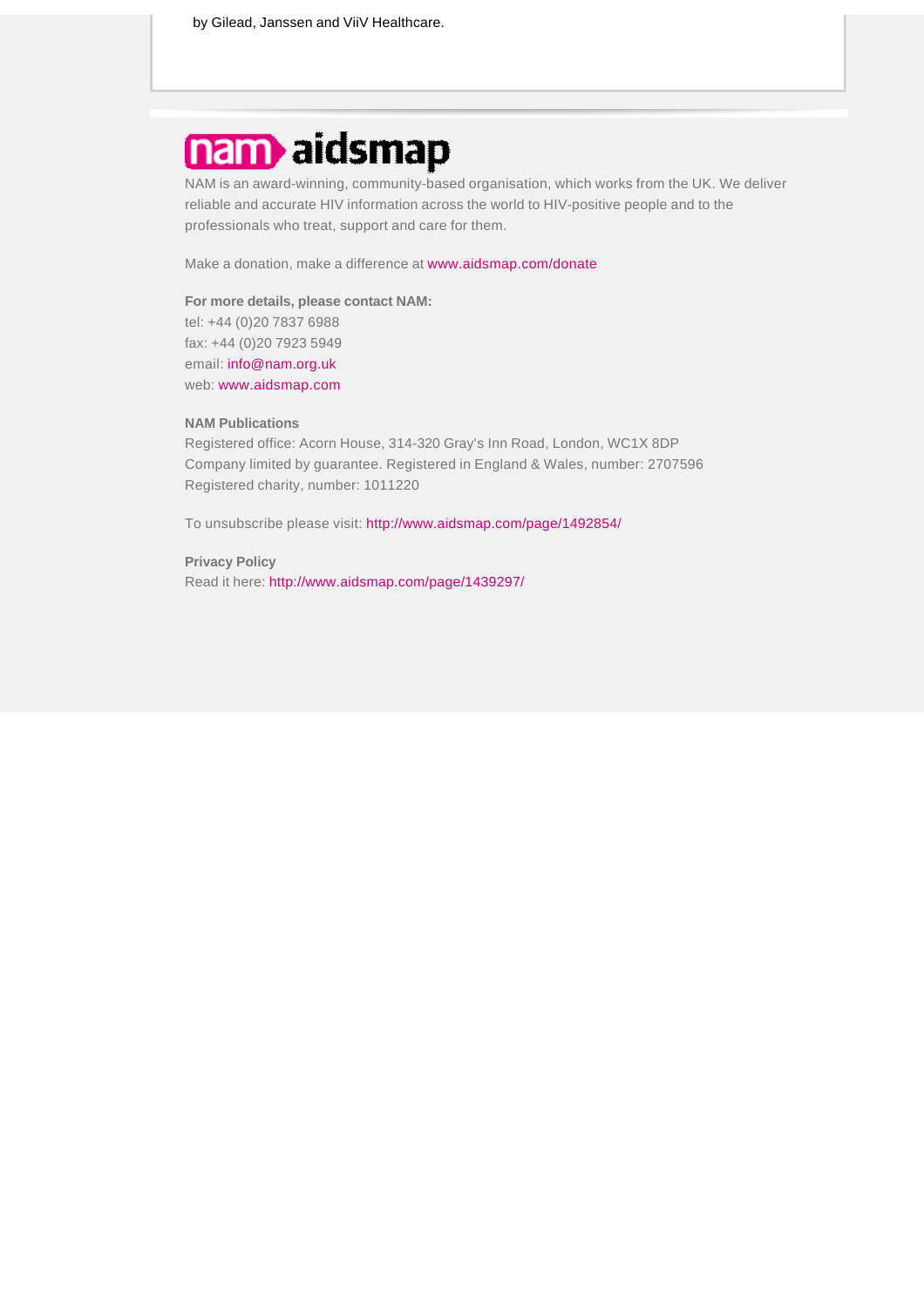by Gilead, Janssen and ViiV Healthcare.

nam aidsmap

NAM is an award-winning, community-based organisation, which works from the UK. We deliver reliable and accurate HIV information across the world to HIV-positive people and to the professionals who treat, support and care for them.

Make a donation, make a difference at www.aidsmap.com/donate

**For more details, please contact NAM:**
tel: +44 (0)20 7837 6988
fax: +44 (0)20 7923 5949
email: info@nam.org.uk
web: www.aidsmap.com

**NAM Publications**
Registered office: Acorn House, 314-320 Gray's Inn Road, London, WC1X 8DP
Company limited by guarantee. Registered in England & Wales, number: 2707596
Registered charity, number: 1011220

To unsubscribe please visit: http://www.aidsmap.com/page/1492854/

**Privacy Policy**
Read it here: http://www.aidsmap.com/page/1439297/